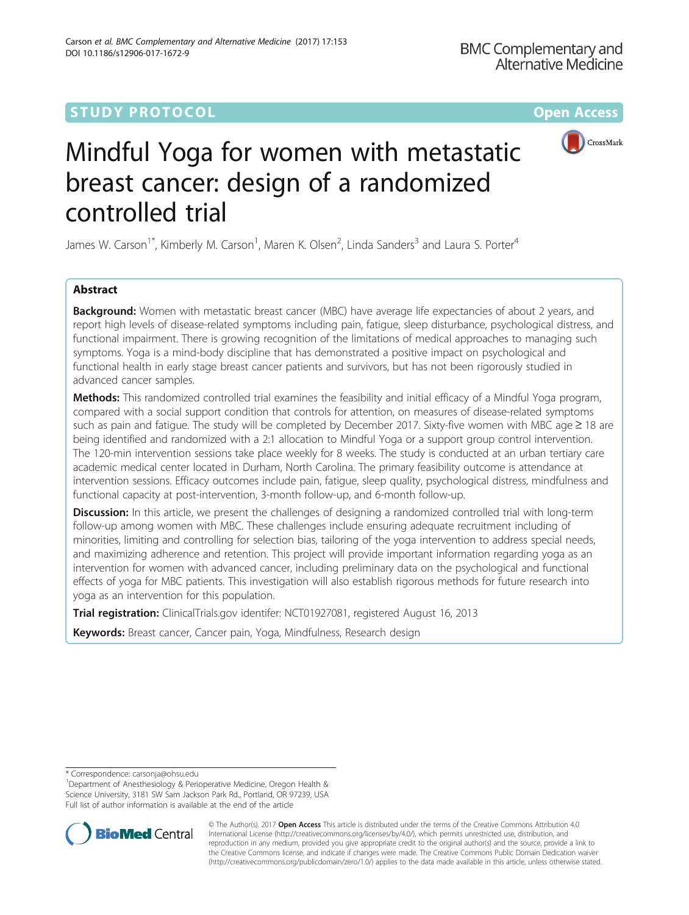STUDY PROTOCOL

Open Access

# Mindful Yoga for women with metastatic breast cancer: design of a randomized controlled trial

James W. Carson[1*], Kimberly M. Carson[1], Maren K. Olsen[2], Linda Sanders[3] and Laura S. Porter[4]

## Abstract

**Background:** Women with metastatic breast cancer (MBC) have average life expectancies of about 2 years, and report high levels of disease-related symptoms including pain, fatigue, sleep disturbance, psychological distress, and functional impairment. There is growing recognition of the limitations of medical approaches to managing such symptoms. Yoga is a mind-body discipline that has demonstrated a positive impact on psychological and functional health in early stage breast cancer patients and survivors, but has not been rigorously studied in advanced cancer samples.

**Methods:** This randomized controlled trial examines the feasibility and initial efficacy of a Mindful Yoga program, compared with a social support condition that controls for attention, on measures of disease-related symptoms such as pain and fatigue. The study will be completed by December 2017. Sixty-five women with MBC age ≥ 18 are being identified and randomized with a 2:1 allocation to Mindful Yoga or a support group control intervention. The 120-min intervention sessions take place weekly for 8 weeks. The study is conducted at an urban tertiary care academic medical center located in Durham, North Carolina. The primary feasibility outcome is attendance at intervention sessions. Efficacy outcomes include pain, fatigue, sleep quality, psychological distress, mindfulness and functional capacity at post-intervention, 3-month follow-up, and 6-month follow-up.

**Discussion:** In this article, we present the challenges of designing a randomized controlled trial with long-term follow-up among women with MBC. These challenges include ensuring adequate recruitment including of minorities, limiting and controlling for selection bias, tailoring of the yoga intervention to address special needs, and maximizing adherence and retention. This project will provide important information regarding yoga as an intervention for women with advanced cancer, including preliminary data on the psychological and functional effects of yoga for MBC patients. This investigation will also establish rigorous methods for future research into yoga as an intervention for this population.

**Trial registration:** ClinicalTrials.gov identifer: NCT01927081, registered August 16, 2013

**Keywords:** Breast cancer, Cancer pain, Yoga, Mindfulness, Research design

\* Correspondence: carsonja@ohsu.edu
[1]Department of Anesthesiology & Perioperative Medicine, Oregon Health & Science University, 3181 SW Sam Jackson Park Rd., Portland, OR 97239, USA
Full list of author information is available at the end of the article

© The Author(s). 2017 **Open Access** This article is distributed under the terms of the Creative Commons Attribution 4.0 International License (http://creativecommons.org/licenses/by/4.0/), which permits unrestricted use, distribution, and reproduction in any medium, provided you give appropriate credit to the original author(s) and the source, provide a link to the Creative Commons license, and indicate if changes were made. The Creative Commons Public Domain Dedication waiver (http://creativecommons.org/publicdomain/zero/1.0/) applies to the data made available in this article, unless otherwise stated.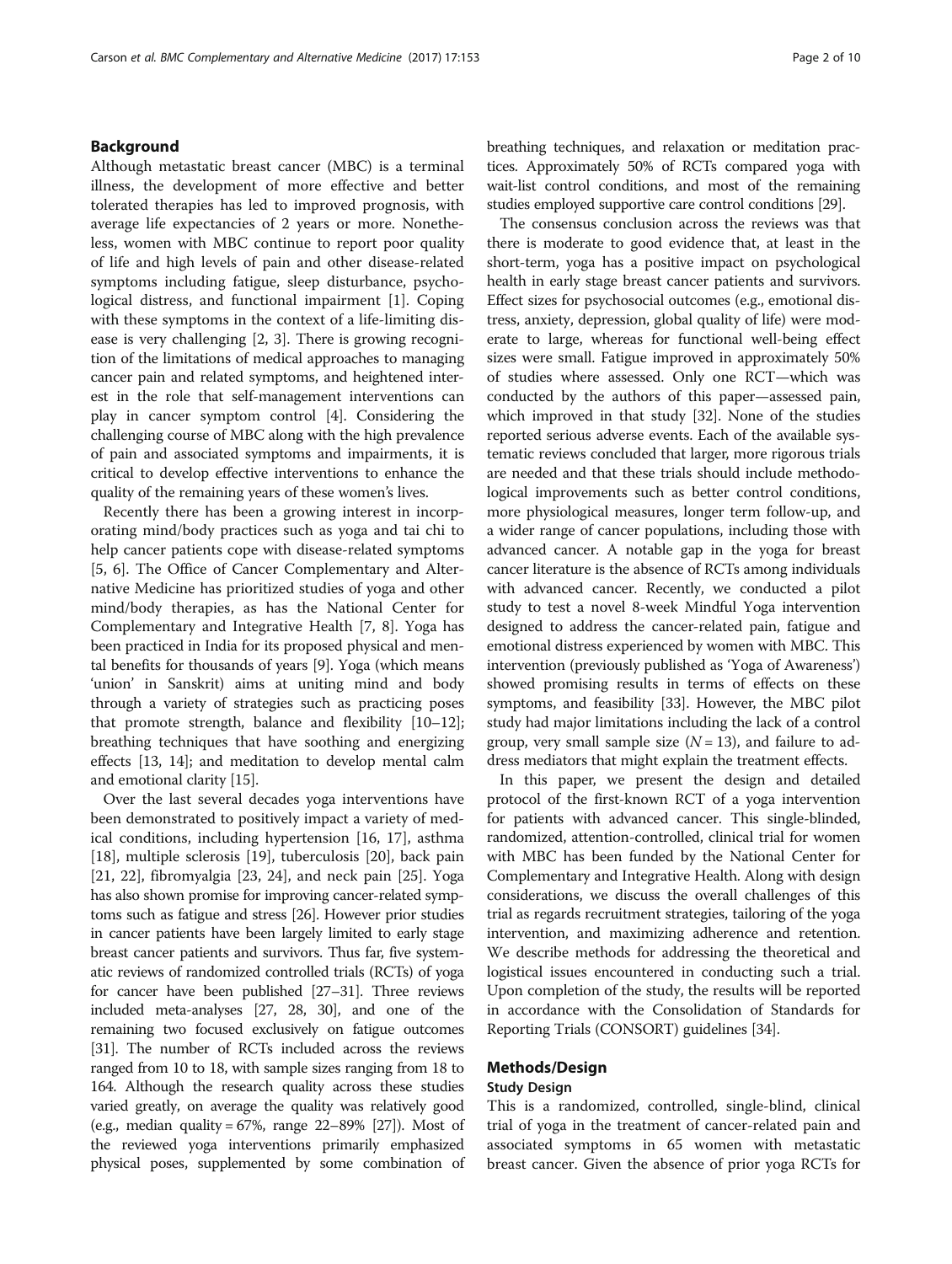## Background

Although metastatic breast cancer (MBC) is a terminal illness, the development of more effective and better tolerated therapies has led to improved prognosis, with average life expectancies of 2 years or more. Nonetheless, women with MBC continue to report poor quality of life and high levels of pain and other disease-related symptoms including fatigue, sleep disturbance, psychological distress, and functional impairment [1]. Coping with these symptoms in the context of a life-limiting disease is very challenging [2, 3]. There is growing recognition of the limitations of medical approaches to managing cancer pain and related symptoms, and heightened interest in the role that self-management interventions can play in cancer symptom control [4]. Considering the challenging course of MBC along with the high prevalence of pain and associated symptoms and impairments, it is critical to develop effective interventions to enhance the quality of the remaining years of these women's lives.

Recently there has been a growing interest in incorporating mind/body practices such as yoga and tai chi to help cancer patients cope with disease-related symptoms [5, 6]. The Office of Cancer Complementary and Alternative Medicine has prioritized studies of yoga and other mind/body therapies, as has the National Center for Complementary and Integrative Health [7, 8]. Yoga has been practiced in India for its proposed physical and mental benefits for thousands of years [9]. Yoga (which means 'union' in Sanskrit) aims at uniting mind and body through a variety of strategies such as practicing poses that promote strength, balance and flexibility [10–12]; breathing techniques that have soothing and energizing effects [13, 14]; and meditation to develop mental calm and emotional clarity [15].

Over the last several decades yoga interventions have been demonstrated to positively impact a variety of medical conditions, including hypertension [16, 17], asthma [18], multiple sclerosis [19], tuberculosis [20], back pain [21, 22], fibromyalgia [23, 24], and neck pain [25]. Yoga has also shown promise for improving cancer-related symptoms such as fatigue and stress [26]. However prior studies in cancer patients have been largely limited to early stage breast cancer patients and survivors. Thus far, five systematic reviews of randomized controlled trials (RCTs) of yoga for cancer have been published [27–31]. Three reviews included meta-analyses [27, 28, 30], and one of the remaining two focused exclusively on fatigue outcomes [31]. The number of RCTs included across the reviews ranged from 10 to 18, with sample sizes ranging from 18 to 164. Although the research quality across these studies varied greatly, on average the quality was relatively good (e.g., median quality = 67%, range 22–89% [27]). Most of the reviewed yoga interventions primarily emphasized physical poses, supplemented by some combination of breathing techniques, and relaxation or meditation practices. Approximately 50% of RCTs compared yoga with wait-list control conditions, and most of the remaining studies employed supportive care control conditions [29].

The consensus conclusion across the reviews was that there is moderate to good evidence that, at least in the short-term, yoga has a positive impact on psychological health in early stage breast cancer patients and survivors. Effect sizes for psychosocial outcomes (e.g., emotional distress, anxiety, depression, global quality of life) were moderate to large, whereas for functional well-being effect sizes were small. Fatigue improved in approximately 50% of studies where assessed. Only one RCT—which was conducted by the authors of this paper—assessed pain, which improved in that study [32]. None of the studies reported serious adverse events. Each of the available systematic reviews concluded that larger, more rigorous trials are needed and that these trials should include methodological improvements such as better control conditions, more physiological measures, longer term follow-up, and a wider range of cancer populations, including those with advanced cancer. A notable gap in the yoga for breast cancer literature is the absence of RCTs among individuals with advanced cancer. Recently, we conducted a pilot study to test a novel 8-week Mindful Yoga intervention designed to address the cancer-related pain, fatigue and emotional distress experienced by women with MBC. This intervention (previously published as 'Yoga of Awareness') showed promising results in terms of effects on these symptoms, and feasibility [33]. However, the MBC pilot study had major limitations including the lack of a control group, very small sample size ($N = 13$), and failure to address mediators that might explain the treatment effects.

In this paper, we present the design and detailed protocol of the first-known RCT of a yoga intervention for patients with advanced cancer. This single-blinded, randomized, attention-controlled, clinical trial for women with MBC has been funded by the National Center for Complementary and Integrative Health. Along with design considerations, we discuss the overall challenges of this trial as regards recruitment strategies, tailoring of the yoga intervention, and maximizing adherence and retention. We describe methods for addressing the theoretical and logistical issues encountered in conducting such a trial. Upon completion of the study, the results will be reported in accordance with the Consolidation of Standards for Reporting Trials (CONSORT) guidelines [34].

## Methods/Design

### Study Design

This is a randomized, controlled, single-blind, clinical trial of yoga in the treatment of cancer-related pain and associated symptoms in 65 women with metastatic breast cancer. Given the absence of prior yoga RCTs for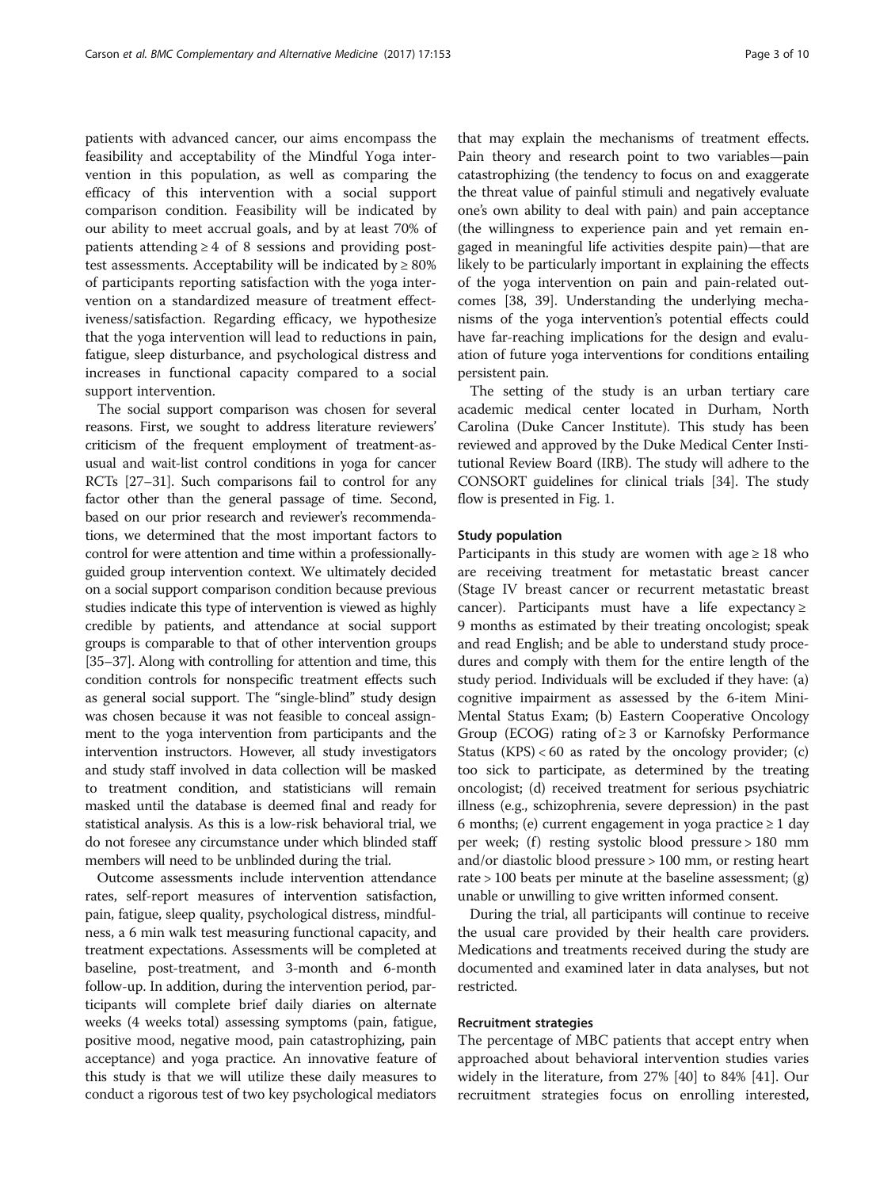patients with advanced cancer, our aims encompass the feasibility and acceptability of the Mindful Yoga intervention in this population, as well as comparing the efficacy of this intervention with a social support comparison condition. Feasibility will be indicated by our ability to meet accrual goals, and by at least 70% of patients attending ≥ 4 of 8 sessions and providing post-test assessments. Acceptability will be indicated by ≥ 80% of participants reporting satisfaction with the yoga intervention on a standardized measure of treatment effectiveness/satisfaction. Regarding efficacy, we hypothesize that the yoga intervention will lead to reductions in pain, fatigue, sleep disturbance, and psychological distress and increases in functional capacity compared to a social support intervention.

The social support comparison was chosen for several reasons. First, we sought to address literature reviewers' criticism of the frequent employment of treatment-as-usual and wait-list control conditions in yoga for cancer RCTs [27–31]. Such comparisons fail to control for any factor other than the general passage of time. Second, based on our prior research and reviewer's recommendations, we determined that the most important factors to control for were attention and time within a professionally-guided group intervention context. We ultimately decided on a social support comparison condition because previous studies indicate this type of intervention is viewed as highly credible by patients, and attendance at social support groups is comparable to that of other intervention groups [35–37]. Along with controlling for attention and time, this condition controls for nonspecific treatment effects such as general social support. The "single-blind" study design was chosen because it was not feasible to conceal assignment to the yoga intervention from participants and the intervention instructors. However, all study investigators and study staff involved in data collection will be masked to treatment condition, and statisticians will remain masked until the database is deemed final and ready for statistical analysis. As this is a low-risk behavioral trial, we do not foresee any circumstance under which blinded staff members will need to be unblinded during the trial.

Outcome assessments include intervention attendance rates, self-report measures of intervention satisfaction, pain, fatigue, sleep quality, psychological distress, mindfulness, a 6 min walk test measuring functional capacity, and treatment expectations. Assessments will be completed at baseline, post-treatment, and 3-month and 6-month follow-up. In addition, during the intervention period, participants will complete brief daily diaries on alternate weeks (4 weeks total) assessing symptoms (pain, fatigue, positive mood, negative mood, pain catastrophizing, pain acceptance) and yoga practice. An innovative feature of this study is that we will utilize these daily measures to conduct a rigorous test of two key psychological mediators that may explain the mechanisms of treatment effects. Pain theory and research point to two variables—pain catastrophizing (the tendency to focus on and exaggerate the threat value of painful stimuli and negatively evaluate one's own ability to deal with pain) and pain acceptance (the willingness to experience pain and yet remain engaged in meaningful life activities despite pain)—that are likely to be particularly important in explaining the effects of the yoga intervention on pain and pain-related outcomes [38, 39]. Understanding the underlying mechanisms of the yoga intervention's potential effects could have far-reaching implications for the design and evaluation of future yoga interventions for conditions entailing persistent pain.

The setting of the study is an urban tertiary care academic medical center located in Durham, North Carolina (Duke Cancer Institute). This study has been reviewed and approved by the Duke Medical Center Institutional Review Board (IRB). The study will adhere to the CONSORT guidelines for clinical trials [34]. The study flow is presented in Fig. 1.

### Study population

Participants in this study are women with age ≥ 18 who are receiving treatment for metastatic breast cancer (Stage IV breast cancer or recurrent metastatic breast cancer). Participants must have a life expectancy ≥ 9 months as estimated by their treating oncologist; speak and read English; and be able to understand study procedures and comply with them for the entire length of the study period. Individuals will be excluded if they have: (a) cognitive impairment as assessed by the 6-item Mini-Mental Status Exam; (b) Eastern Cooperative Oncology Group (ECOG) rating of ≥ 3 or Karnofsky Performance Status (KPS) < 60 as rated by the oncology provider; (c) too sick to participate, as determined by the treating oncologist; (d) received treatment for serious psychiatric illness (e.g., schizophrenia, severe depression) in the past 6 months; (e) current engagement in yoga practice ≥ 1 day per week; (f) resting systolic blood pressure > 180 mm and/or diastolic blood pressure > 100 mm, or resting heart rate > 100 beats per minute at the baseline assessment; (g) unable or unwilling to give written informed consent.

During the trial, all participants will continue to receive the usual care provided by their health care providers. Medications and treatments received during the study are documented and examined later in data analyses, but not restricted.

### Recruitment strategies

The percentage of MBC patients that accept entry when approached about behavioral intervention studies varies widely in the literature, from 27% [40] to 84% [41]. Our recruitment strategies focus on enrolling interested,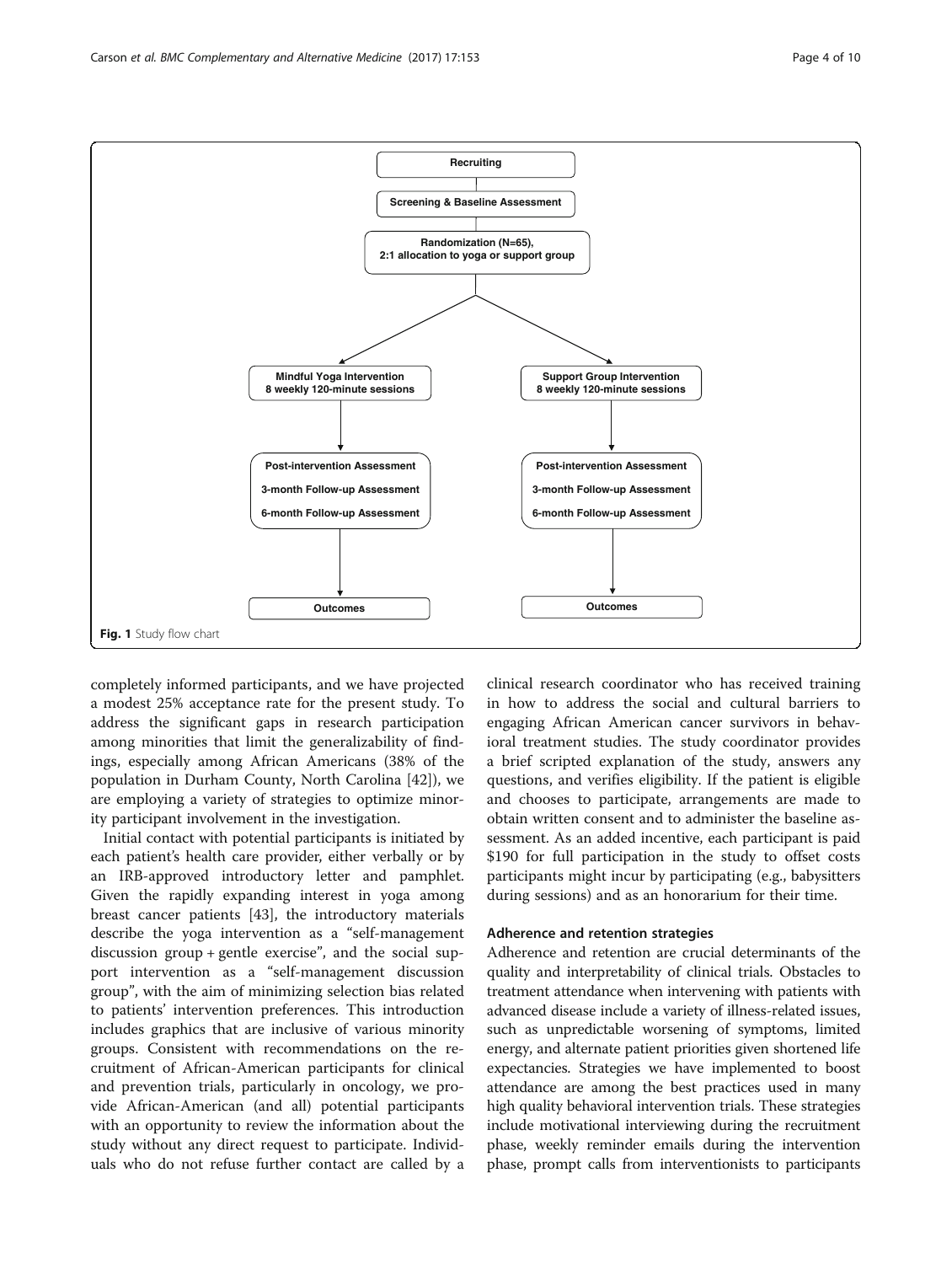Recruiting

Screening & Baseline Assessment

Randomization (N=65), 2:1 allocation to yoga or support group

Mindful Yoga Intervention 8 weekly 120-minute sessions

Support Group Intervention 8 weekly 120-minute sessions

Post-intervention Assessment

3-month Follow-up Assessment

6-month Follow-up Assessment

Post-intervention Assessment

3-month Follow-up Assessment

6-month Follow-up Assessment

Outcomes

Outcomes

**Fig. 1** Study flow chart

completely informed participants, and we have projected a modest 25% acceptance rate for the present study. To address the significant gaps in research participation among minorities that limit the generalizability of findings, especially among African Americans (38% of the population in Durham County, North Carolina [42]), we are employing a variety of strategies to optimize minority participant involvement in the investigation.

Initial contact with potential participants is initiated by each patient's health care provider, either verbally or by an IRB-approved introductory letter and pamphlet. Given the rapidly expanding interest in yoga among breast cancer patients [43], the introductory materials describe the yoga intervention as a "self-management discussion group + gentle exercise", and the social support intervention as a "self-management discussion group", with the aim of minimizing selection bias related to patients' intervention preferences. This introduction includes graphics that are inclusive of various minority groups. Consistent with recommendations on the recruitment of African-American participants for clinical and prevention trials, particularly in oncology, we provide African-American (and all) potential participants with an opportunity to review the information about the study without any direct request to participate. Individuals who do not refuse further contact are called by a clinical research coordinator who has received training in how to address the social and cultural barriers to engaging African American cancer survivors in behavioral treatment studies. The study coordinator provides a brief scripted explanation of the study, answers any questions, and verifies eligibility. If the patient is eligible and chooses to participate, arrangements are made to obtain written consent and to administer the baseline assessment. As an added incentive, each participant is paid $190 for full participation in the study to offset costs participants might incur by participating (e.g., babysitters during sessions) and as an honorarium for their time.

### Adherence and retention strategies

Adherence and retention are crucial determinants of the quality and interpretability of clinical trials. Obstacles to treatment attendance when intervening with patients with advanced disease include a variety of illness-related issues, such as unpredictable worsening of symptoms, limited energy, and alternate patient priorities given shortened life expectancies. Strategies we have implemented to boost attendance are among the best practices used in many high quality behavioral intervention trials. These strategies include motivational interviewing during the recruitment phase, weekly reminder emails during the intervention phase, prompt calls from interventionists to participants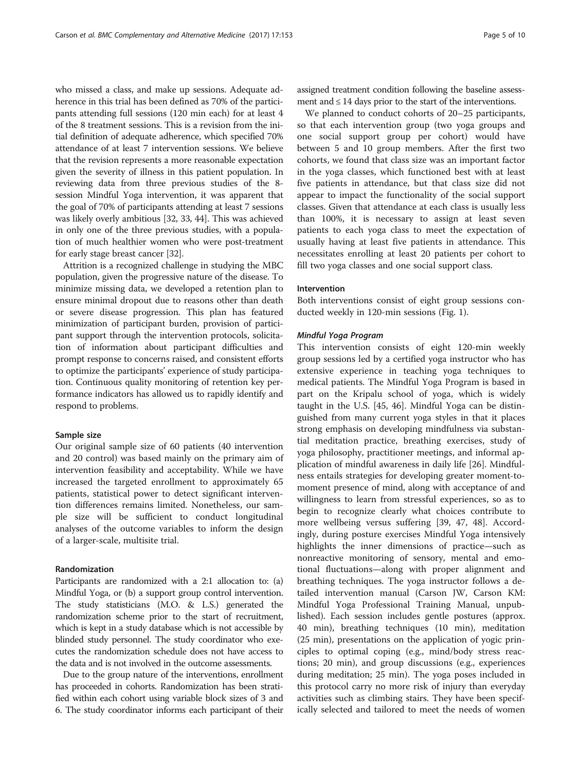who missed a class, and make up sessions. Adequate adherence in this trial has been defined as 70% of the participants attending full sessions (120 min each) for at least 4 of the 8 treatment sessions. This is a revision from the initial definition of adequate adherence, which specified 70% attendance of at least 7 intervention sessions. We believe that the revision represents a more reasonable expectation given the severity of illness in this patient population. In reviewing data from three previous studies of the 8-session Mindful Yoga intervention, it was apparent that the goal of 70% of participants attending at least 7 sessions was likely overly ambitious [32, 33, 44]. This was achieved in only one of the three previous studies, with a population of much healthier women who were post-treatment for early stage breast cancer [32].

Attrition is a recognized challenge in studying the MBC population, given the progressive nature of the disease. To minimize missing data, we developed a retention plan to ensure minimal dropout due to reasons other than death or severe disease progression. This plan has featured minimization of participant burden, provision of participant support through the intervention protocols, solicitation of information about participant difficulties and prompt response to concerns raised, and consistent efforts to optimize the participants' experience of study participation. Continuous quality monitoring of retention key performance indicators has allowed us to rapidly identify and respond to problems.

### Sample size

Our original sample size of 60 patients (40 intervention and 20 control) was based mainly on the primary aim of intervention feasibility and acceptability. While we have increased the targeted enrollment to approximately 65 patients, statistical power to detect significant intervention differences remains limited. Nonetheless, our sample size will be sufficient to conduct longitudinal analyses of the outcome variables to inform the design of a larger-scale, multisite trial.

### Randomization

Participants are randomized with a 2:1 allocation to: (a) Mindful Yoga, or (b) a support group control intervention. The study statisticians (M.O. & L.S.) generated the randomization scheme prior to the start of recruitment, which is kept in a study database which is not accessible by blinded study personnel. The study coordinator who executes the randomization schedule does not have access to the data and is not involved in the outcome assessments.

Due to the group nature of the interventions, enrollment has proceeded in cohorts. Randomization has been stratified within each cohort using variable block sizes of 3 and 6. The study coordinator informs each participant of their assigned treatment condition following the baseline assessment and ≤ 14 days prior to the start of the interventions.

We planned to conduct cohorts of 20–25 participants, so that each intervention group (two yoga groups and one social support group per cohort) would have between 5 and 10 group members. After the first two cohorts, we found that class size was an important factor in the yoga classes, which functioned best with at least five patients in attendance, but that class size did not appear to impact the functionality of the social support classes. Given that attendance at each class is usually less than 100%, it is necessary to assign at least seven patients to each yoga class to meet the expectation of usually having at least five patients in attendance. This necessitates enrolling at least 20 patients per cohort to fill two yoga classes and one social support class.

### Intervention

Both interventions consist of eight group sessions conducted weekly in 120-min sessions (Fig. 1).

#### *Mindful Yoga Program*

This intervention consists of eight 120-min weekly group sessions led by a certified yoga instructor who has extensive experience in teaching yoga techniques to medical patients. The Mindful Yoga Program is based in part on the Kripalu school of yoga, which is widely taught in the U.S. [45, 46]. Mindful Yoga can be distinguished from many current yoga styles in that it places strong emphasis on developing mindfulness via substantial meditation practice, breathing exercises, study of yoga philosophy, practitioner meetings, and informal application of mindful awareness in daily life [26]. Mindfulness entails strategies for developing greater moment-to-moment presence of mind, along with acceptance of and willingness to learn from stressful experiences, so as to begin to recognize clearly what choices contribute to more wellbeing versus suffering [39, 47, 48]. Accordingly, during posture exercises Mindful Yoga intensively highlights the inner dimensions of practice—such as nonreactive monitoring of sensory, mental and emotional fluctuations—along with proper alignment and breathing techniques. The yoga instructor follows a detailed intervention manual (Carson JW, Carson KM: Mindful Yoga Professional Training Manual, unpublished). Each session includes gentle postures (approx. 40 min), breathing techniques (10 min), meditation (25 min), presentations on the application of yogic principles to optimal coping (e.g., mind/body stress reactions; 20 min), and group discussions (e.g., experiences during meditation; 25 min). The yoga poses included in this protocol carry no more risk of injury than everyday activities such as climbing stairs. They have been specifically selected and tailored to meet the needs of women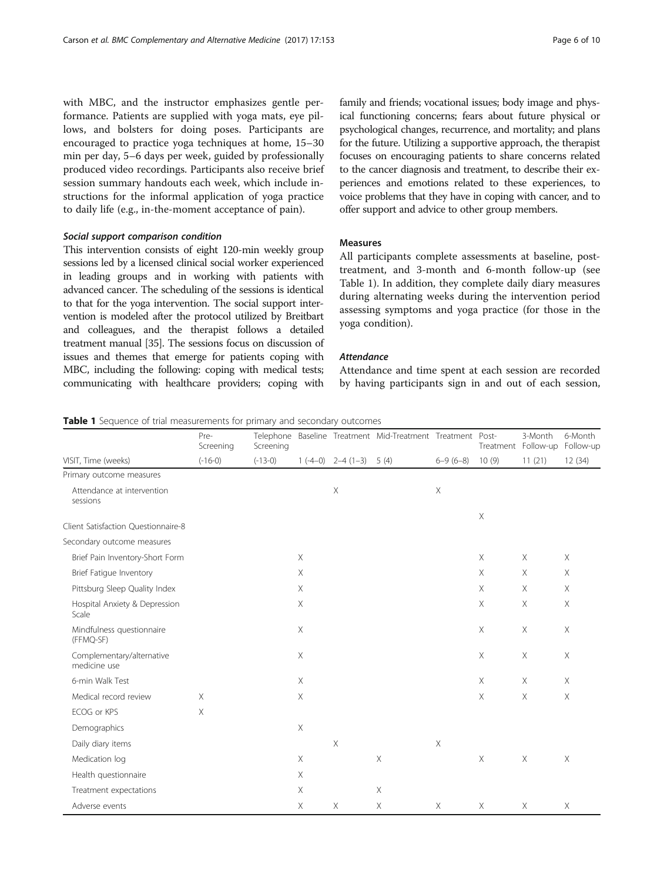with MBC, and the instructor emphasizes gentle performance. Patients are supplied with yoga mats, eye pillows, and bolsters for doing poses. Participants are encouraged to practice yoga techniques at home, 15–30 min per day, 5–6 days per week, guided by professionally produced video recordings. Participants also receive brief session summary handouts each week, which include instructions for the informal application of yoga practice to daily life (e.g., in-the-moment acceptance of pain).

#### *Social support comparison condition*

This intervention consists of eight 120-min weekly group sessions led by a licensed clinical social worker experienced in leading groups and in working with patients with advanced cancer. The scheduling of the sessions is identical to that for the yoga intervention. The social support intervention is modeled after the protocol utilized by Breitbart and colleagues, and the therapist follows a detailed treatment manual [35]. The sessions focus on discussion of issues and themes that emerge for patients coping with MBC, including the following: coping with medical tests; communicating with healthcare providers; coping with family and friends; vocational issues; body image and physical functioning concerns; fears about future physical or psychological changes, recurrence, and mortality; and plans for the future. Utilizing a supportive approach, the therapist focuses on encouraging patients to share concerns related to the cancer diagnosis and treatment, to describe their experiences and emotions related to these experiences, to voice problems that they have in coping with cancer, and to offer support and advice to other group members.

### Measures

All participants complete assessments at baseline, post-treatment, and 3-month and 6-month follow-up (see Table 1). In addition, they complete daily diary measures during alternating weeks during the intervention period assessing symptoms and yoga practice (for those in the yoga condition).

#### *Attendance*

Attendance and time spent at each session are recorded by having participants sign in and out of each session,

**Table 1** Sequence of trial measurements for primary and secondary outcomes

| | Pre-Screening | Telephone Screening | Baseline | Treatment | Mid-Treatment | Treatment | Post-Treatment | 3-Month Follow-up | 6-Month Follow-up |
|---|---|---|---|---|---|---|---|---|---|
| VISIT, Time (weeks) | (-16-0) | (-13-0) | 1 (-4–0) | 2–4 (1–3) | 5 (4) | 6–9 (6–8) | 10 (9) | 11 (21) | 12 (34) |
| Primary outcome measures | | | | | | | | | |
| Attendance at intervention sessions | | | | X | | X | | | |
| Client Satisfaction Questionnaire-8 | | | | | | | X | | |
| Secondary outcome measures | | | | | | | | | |
| Brief Pain Inventory-Short Form | | | X | | | | X | X | X |
| Brief Fatigue Inventory | | | X | | | | X | X | X |
| Pittsburg Sleep Quality Index | | | X | | | | X | X | X |
| Hospital Anxiety & Depression Scale | | | X | | | | X | X | X |
| Mindfulness questionnaire (FFMQ-SF) | | | X | | | | X | X | X |
| Complementary/alternative medicine use | | | X | | | | X | X | X |
| 6-min Walk Test | | | X | | | | X | X | X |
| Medical record review | X | | X | | | | X | X | X |
| ECOG or KPS | X | | | | | | | | |
| Demographics | | | X | | | | | | |
| Daily diary items | | | | X | | X | | | |
| Medication log | | | X | | X | | X | X | X |
| Health questionnaire | | | X | | | | | | |
| Treatment expectations | | | X | | X | | | | |
| Adverse events | | | X | X | X | X | X | X | X |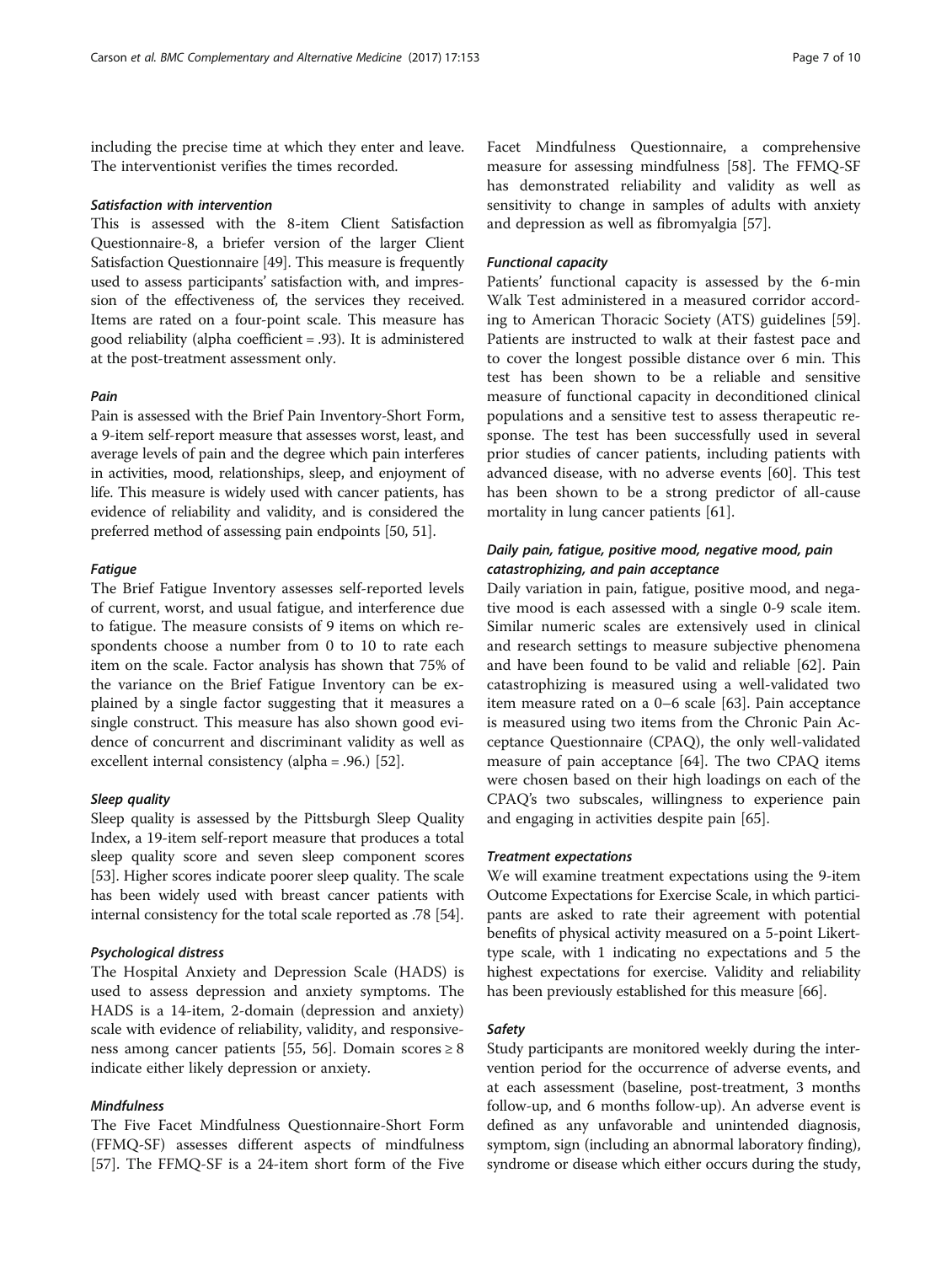including the precise time at which they enter and leave. The interventionist verifies the times recorded.

#### *Satisfaction with intervention*

This is assessed with the 8-item Client Satisfaction Questionnaire-8, a briefer version of the larger Client Satisfaction Questionnaire [49]. This measure is frequently used to assess participants' satisfaction with, and impression of the effectiveness of, the services they received. Items are rated on a four-point scale. This measure has good reliability (alpha coefficient = .93). It is administered at the post-treatment assessment only.

#### *Pain*

Pain is assessed with the Brief Pain Inventory-Short Form, a 9-item self-report measure that assesses worst, least, and average levels of pain and the degree which pain interferes in activities, mood, relationships, sleep, and enjoyment of life. This measure is widely used with cancer patients, has evidence of reliability and validity, and is considered the preferred method of assessing pain endpoints [50, 51].

#### *Fatigue*

The Brief Fatigue Inventory assesses self-reported levels of current, worst, and usual fatigue, and interference due to fatigue. The measure consists of 9 items on which respondents choose a number from 0 to 10 to rate each item on the scale. Factor analysis has shown that 75% of the variance on the Brief Fatigue Inventory can be explained by a single factor suggesting that it measures a single construct. This measure has also shown good evidence of concurrent and discriminant validity as well as excellent internal consistency (alpha = .96.) [52].

#### *Sleep quality*

Sleep quality is assessed by the Pittsburgh Sleep Quality Index, a 19-item self-report measure that produces a total sleep quality score and seven sleep component scores [53]. Higher scores indicate poorer sleep quality. The scale has been widely used with breast cancer patients with internal consistency for the total scale reported as .78 [54].

#### *Psychological distress*

The Hospital Anxiety and Depression Scale (HADS) is used to assess depression and anxiety symptoms. The HADS is a 14-item, 2-domain (depression and anxiety) scale with evidence of reliability, validity, and responsiveness among cancer patients [55, 56]. Domain scores $\geq 8$ indicate either likely depression or anxiety.

#### *Mindfulness*

The Five Facet Mindfulness Questionnaire-Short Form (FFMQ-SF) assesses different aspects of mindfulness [57]. The FFMQ-SF is a 24-item short form of the Five Facet Mindfulness Questionnaire, a comprehensive measure for assessing mindfulness [58]. The FFMQ-SF has demonstrated reliability and validity as well as sensitivity to change in samples of adults with anxiety and depression as well as fibromyalgia [57].

#### *Functional capacity*

Patients' functional capacity is assessed by the 6-min Walk Test administered in a measured corridor according to American Thoracic Society (ATS) guidelines [59]. Patients are instructed to walk at their fastest pace and to cover the longest possible distance over 6 min. This test has been shown to be a reliable and sensitive measure of functional capacity in deconditioned clinical populations and a sensitive test to assess therapeutic response. The test has been successfully used in several prior studies of cancer patients, including patients with advanced disease, with no adverse events [60]. This test has been shown to be a strong predictor of all-cause mortality in lung cancer patients [61].

#### *Daily pain, fatigue, positive mood, negative mood, pain catastrophizing, and pain acceptance*

Daily variation in pain, fatigue, positive mood, and negative mood is each assessed with a single 0-9 scale item. Similar numeric scales are extensively used in clinical and research settings to measure subjective phenomena and have been found to be valid and reliable [62]. Pain catastrophizing is measured using a well-validated two item measure rated on a 0–6 scale [63]. Pain acceptance is measured using two items from the Chronic Pain Acceptance Questionnaire (CPAQ), the only well-validated measure of pain acceptance [64]. The two CPAQ items were chosen based on their high loadings on each of the CPAQ's two subscales, willingness to experience pain and engaging in activities despite pain [65].

#### *Treatment expectations*

We will examine treatment expectations using the 9-item Outcome Expectations for Exercise Scale, in which participants are asked to rate their agreement with potential benefits of physical activity measured on a 5-point Likert-type scale, with 1 indicating no expectations and 5 the highest expectations for exercise. Validity and reliability has been previously established for this measure [66].

#### *Safety*

Study participants are monitored weekly during the intervention period for the occurrence of adverse events, and at each assessment (baseline, post-treatment, 3 months follow-up, and 6 months follow-up). An adverse event is defined as any unfavorable and unintended diagnosis, symptom, sign (including an abnormal laboratory finding), syndrome or disease which either occurs during the study,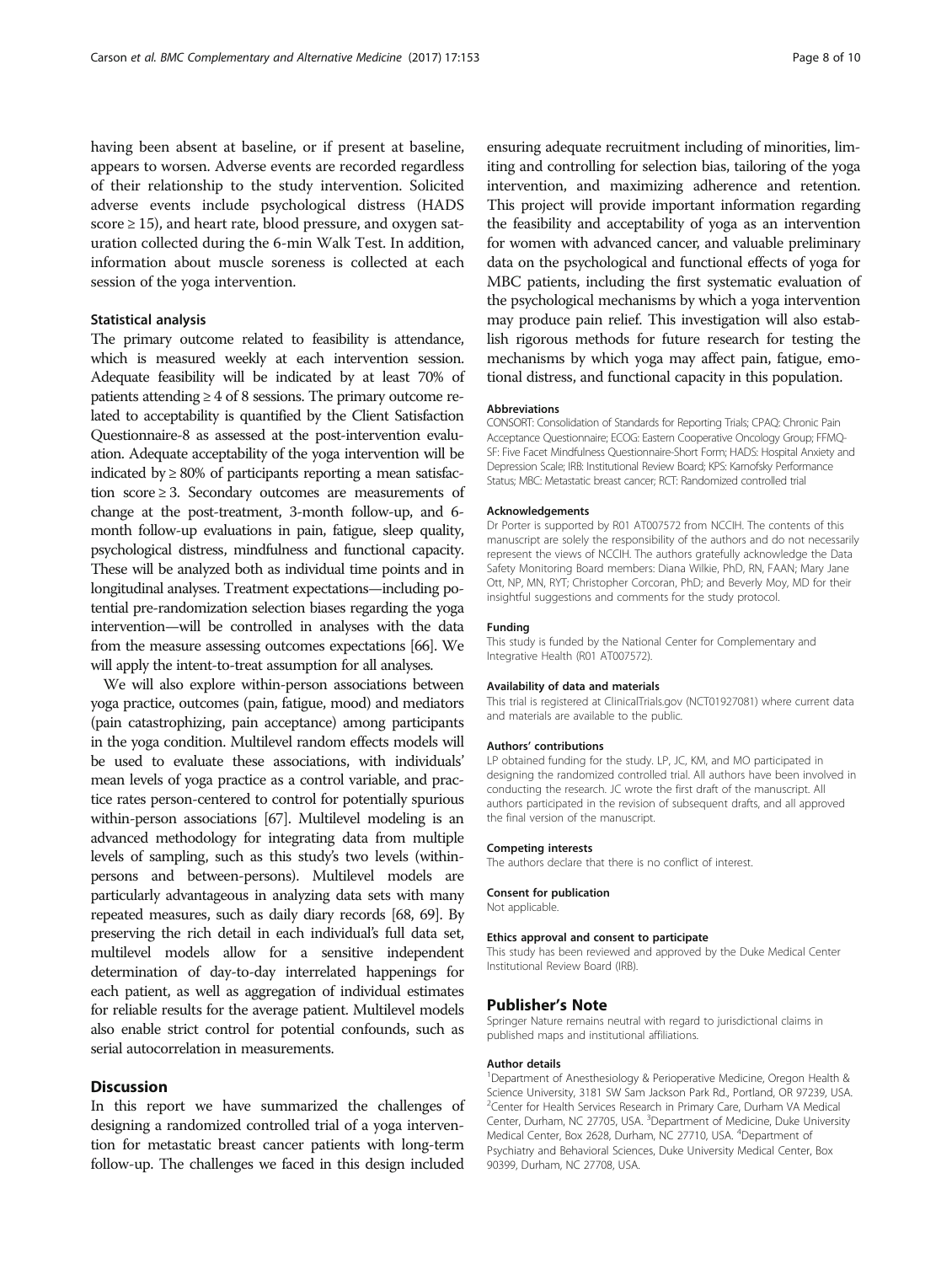having been absent at baseline, or if present at baseline, appears to worsen. Adverse events are recorded regardless of their relationship to the study intervention. Solicited adverse events include psychological distress (HADS score ≥ 15), and heart rate, blood pressure, and oxygen saturation collected during the 6-min Walk Test. In addition, information about muscle soreness is collected at each session of the yoga intervention.

### Statistical analysis

The primary outcome related to feasibility is attendance, which is measured weekly at each intervention session. Adequate feasibility will be indicated by at least 70% of patients attending ≥ 4 of 8 sessions. The primary outcome related to acceptability is quantified by the Client Satisfaction Questionnaire-8 as assessed at the post-intervention evaluation. Adequate acceptability of the yoga intervention will be indicated by ≥ 80% of participants reporting a mean satisfaction score ≥ 3. Secondary outcomes are measurements of change at the post-treatment, 3-month follow-up, and 6-month follow-up evaluations in pain, fatigue, sleep quality, psychological distress, mindfulness and functional capacity. These will be analyzed both as individual time points and in longitudinal analyses. Treatment expectations—including potential pre-randomization selection biases regarding the yoga intervention—will be controlled in analyses with the data from the measure assessing outcomes expectations [66]. We will apply the intent-to-treat assumption for all analyses.

We will also explore within-person associations between yoga practice, outcomes (pain, fatigue, mood) and mediators (pain catastrophizing, pain acceptance) among participants in the yoga condition. Multilevel random effects models will be used to evaluate these associations, with individuals' mean levels of yoga practice as a control variable, and practice rates person-centered to control for potentially spurious within-person associations [67]. Multilevel modeling is an advanced methodology for integrating data from multiple levels of sampling, such as this study's two levels (within-persons and between-persons). Multilevel models are particularly advantageous in analyzing data sets with many repeated measures, such as daily diary records [68, 69]. By preserving the rich detail in each individual's full data set, multilevel models allow for a sensitive independent determination of day-to-day interrelated happenings for each patient, as well as aggregation of individual estimates for reliable results for the average patient. Multilevel models also enable strict control for potential confounds, such as serial autocorrelation in measurements.

## Discussion

In this report we have summarized the challenges of designing a randomized controlled trial of a yoga intervention for metastatic breast cancer patients with long-term follow-up. The challenges we faced in this design included ensuring adequate recruitment including of minorities, limiting and controlling for selection bias, tailoring of the yoga intervention, and maximizing adherence and retention. This project will provide important information regarding the feasibility and acceptability of yoga as an intervention for women with advanced cancer, and valuable preliminary data on the psychological and functional effects of yoga for MBC patients, including the first systematic evaluation of the psychological mechanisms by which a yoga intervention may produce pain relief. This investigation will also establish rigorous methods for future research for testing the mechanisms by which yoga may affect pain, fatigue, emotional distress, and functional capacity in this population.

#### Abbreviations

CONSORT: Consolidation of Standards for Reporting Trials; CPAQ: Chronic Pain Acceptance Questionnaire; ECOG: Eastern Cooperative Oncology Group; FFMQ-SF: Five Facet Mindfulness Questionnaire-Short Form; HADS: Hospital Anxiety and Depression Scale; IRB: Institutional Review Board; KPS: Karnofsky Performance Status; MBC: Metastatic breast cancer; RCT: Randomized controlled trial

#### Acknowledgements

Dr Porter is supported by R01 AT007572 from NCCIH. The contents of this manuscript are solely the responsibility of the authors and do not necessarily represent the views of NCCIH. The authors gratefully acknowledge the Data Safety Monitoring Board members: Diana Wilkie, PhD, RN, FAAN; Mary Jane Ott, NP, MN, RYT; Christopher Corcoran, PhD; and Beverly Moy, MD for their insightful suggestions and comments for the study protocol.

#### Funding

This study is funded by the National Center for Complementary and Integrative Health (R01 AT007572).

#### Availability of data and materials

This trial is registered at ClinicalTrials.gov (NCT01927081) where current data and materials are available to the public.

#### Authors' contributions

LP obtained funding for the study. LP, JC, KM, and MO participated in designing the randomized controlled trial. All authors have been involved in conducting the research. JC wrote the first draft of the manuscript. All authors participated in the revision of subsequent drafts, and all approved the final version of the manuscript.

#### Competing interests

The authors declare that there is no conflict of interest.

#### Consent for publication

Not applicable.

#### Ethics approval and consent to participate

This study has been reviewed and approved by the Duke Medical Center Institutional Review Board (IRB).

## Publisher's Note

Springer Nature remains neutral with regard to jurisdictional claims in published maps and institutional affiliations.

#### Author details

[1]Department of Anesthesiology & Perioperative Medicine, Oregon Health & Science University, 3181 SW Sam Jackson Park Rd., Portland, OR 97239, USA. [2]Center for Health Services Research in Primary Care, Durham VA Medical Center, Durham, NC 27705, USA. [3]Department of Medicine, Duke University Medical Center, Box 2628, Durham, NC 27710, USA. [4]Department of Psychiatry and Behavioral Sciences, Duke University Medical Center, Box 90399, Durham, NC 27708, USA.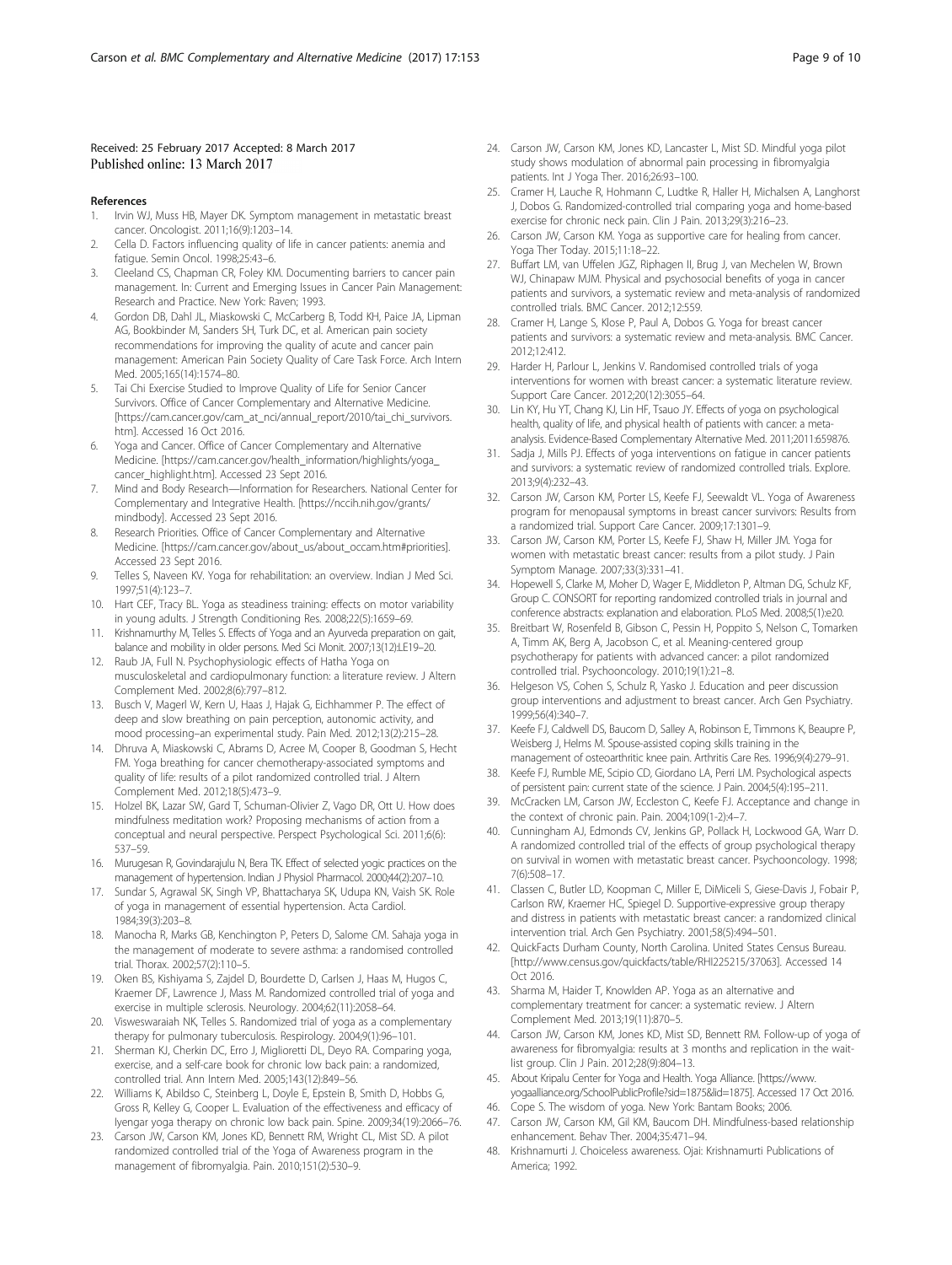Received: 25 February 2017 Accepted: 8 March 2017
Published online: 13 March 2017

## References

1. Irvin WJ, Muss HB, Mayer DK. Symptom management in metastatic breast cancer. Oncologist. 2011;16(9):1203–14.
2. Cella D. Factors influencing quality of life in cancer patients: anemia and fatigue. Semin Oncol. 1998;25:43–6.
3. Cleeland CS, Chapman CR, Foley KM. Documenting barriers to cancer pain management. In: Current and Emerging Issues in Cancer Pain Management: Research and Practice. New York: Raven; 1993.
4. Gordon DB, Dahl JL, Miaskowski C, McCarberg B, Todd KH, Paice JA, Lipman AG, Bookbinder M, Sanders SH, Turk DC, et al. American pain society recommendations for improving the quality of acute and cancer pain management: American Pain Society Quality of Care Task Force. Arch Intern Med. 2005;165(14):1574–80.
5. Tai Chi Exercise Studied to Improve Quality of Life for Senior Cancer Survivors. Office of Cancer Complementary and Alternative Medicine. [https://cam.cancer.gov/cam_at_nci/annual_report/2010/tai_chi_survivors.htm]. Accessed 16 Oct 2016.
6. Yoga and Cancer. Office of Cancer Complementary and Alternative Medicine. [https://cam.cancer.gov/health_information/highlights/yoga_cancer_highlight.htm]. Accessed 23 Sept 2016.
7. Mind and Body Research—Information for Researchers. National Center for Complementary and Integrative Health. [https://nccih.nih.gov/grants/mindbody]. Accessed 23 Sept 2016.
8. Research Priorities. Office of Cancer Complementary and Alternative Medicine. [https://cam.cancer.gov/about_us/about_occam.htm#priorities]. Accessed 23 Sept 2016.
9. Telles S, Naveen KV. Yoga for rehabilitation: an overview. Indian J Med Sci. 1997;51(4):123–7.
10. Hart CEF, Tracy BL. Yoga as steadiness training: effects on motor variability in young adults. J Strength Conditioning Res. 2008;22(5):1659–69.
11. Krishnamurthy M, Telles S. Effects of Yoga and an Ayurveda preparation on gait, balance and mobility in older persons. Med Sci Monit. 2007;13(12):LE19–20.
12. Raub JA, Full N. Psychophysiologic effects of Hatha Yoga on musculoskeletal and cardiopulmonary function: a literature review. J Altern Complement Med. 2002;8(6):797–812.
13. Busch V, Magerl W, Kern U, Haas J, Hajak G, Eichhammer P. The effect of deep and slow breathing on pain perception, autonomic activity, and mood processing–an experimental study. Pain Med. 2012;13(2):215–28.
14. Dhruva A, Miaskowski C, Abrams D, Acree M, Cooper B, Goodman S, Hecht FM. Yoga breathing for cancer chemotherapy-associated symptoms and quality of life: results of a pilot randomized controlled trial. J Altern Complement Med. 2012;18(5):473–9.
15. Holzel BK, Lazar SW, Gard T, Schuman-Olivier Z, Vago DR, Ott U. How does mindfulness meditation work? Proposing mechanisms of action from a conceptual and neural perspective. Perspect Psychological Sci. 2011;6(6):537–59.
16. Murugesan R, Govindarajulu N, Bera TK. Effect of selected yogic practices on the management of hypertension. Indian J Physiol Pharmacol. 2000;44(2):207–10.
17. Sundar S, Agrawal SK, Singh VP, Bhattacharya SK, Udupa KN, Vaish SK. Role of yoga in management of essential hypertension. Acta Cardiol. 1984;39(3):203–8.
18. Manocha R, Marks GB, Kenchington P, Peters D, Salome CM. Sahaja yoga in the management of moderate to severe asthma: a randomised controlled trial. Thorax. 2002;57(2):110–5.
19. Oken BS, Kishiyama S, Zajdel D, Bourdette D, Carlsen J, Haas M, Hugos C, Kraemer DF, Lawrence J, Mass M. Randomized controlled trial of yoga and exercise in multiple sclerosis. Neurology. 2004;62(11):2058–64.
20. Visweswaraiah NK, Telles S. Randomized trial of yoga as a complementary therapy for pulmonary tuberculosis. Respirology. 2004;9(1):96–101.
21. Sherman KJ, Cherkin DC, Erro J, Miglioretti DL, Deyo RA. Comparing yoga, exercise, and a self-care book for chronic low back pain: a randomized, controlled trial. Ann Intern Med. 2005;143(12):849–56.
22. Williams K, Abildso C, Steinberg L, Doyle E, Epstein B, Smith D, Hobbs G, Gross R, Kelley G, Cooper L. Evaluation of the effectiveness and efficacy of Iyengar yoga therapy on chronic low back pain. Spine. 2009;34(19):2066–76.
23. Carson JW, Carson KM, Jones KD, Bennett RM, Wright CL, Mist SD. A pilot randomized controlled trial of the Yoga of Awareness program in the management of fibromyalgia. Pain. 2010;151(2):530–9.
24. Carson JW, Carson KM, Jones KD, Lancaster L, Mist SD. Mindful yoga pilot study shows modulation of abnormal pain processing in fibromyalgia patients. Int J Yoga Ther. 2016;26:93–100.
25. Cramer H, Lauche R, Hohmann C, Ludtke R, Haller H, Michalsen A, Langhorst J, Dobos G. Randomized-controlled trial comparing yoga and home-based exercise for chronic neck pain. Clin J Pain. 2013;29(3):216–23.
26. Carson JW, Carson KM. Yoga as supportive care for healing from cancer. Yoga Ther Today. 2015;11:18–22.
27. Buffart LM, van Uffelen JGZ, Riphagen II, Brug J, van Mechelen W, Brown WJ, Chinapaw MJM. Physical and psychosocial benefits of yoga in cancer patients and survivors, a systematic review and meta-analysis of randomized controlled trials. BMC Cancer. 2012;12:559.
28. Cramer H, Lange S, Klose P, Paul A, Dobos G. Yoga for breast cancer patients and survivors: a systematic review and meta-analysis. BMC Cancer. 2012;12:412.
29. Harder H, Parlour L, Jenkins V. Randomised controlled trials of yoga interventions for women with breast cancer: a systematic literature review. Support Care Cancer. 2012;20(12):3055–64.
30. Lin KY, Hu YT, Chang KJ, Lin HF, Tsauo JY. Effects of yoga on psychological health, quality of life, and physical health of patients with cancer: a meta-analysis. Evidence-Based Complementary Alternative Med. 2011;2011:659876.
31. Sadja J, Mills PJ. Effects of yoga interventions on fatigue in cancer patients and survivors: a systematic review of randomized controlled trials. Explore. 2013;9(4):232–43.
32. Carson JW, Carson KM, Porter LS, Keefe FJ, Seewaldt VL. Yoga of Awareness program for menopausal symptoms in breast cancer survivors: Results from a randomized trial. Support Care Cancer. 2009;17:1301–9.
33. Carson JW, Carson KM, Porter LS, Keefe FJ, Shaw H, Miller JM. Yoga for women with metastatic breast cancer: results from a pilot study. J Pain Symptom Manage. 2007;33(3):331–41.
34. Hopewell S, Clarke M, Moher D, Wager E, Middleton P, Altman DG, Schulz KF, Group C. CONSORT for reporting randomized controlled trials in journal and conference abstracts: explanation and elaboration. PLoS Med. 2008;5(1):e20.
35. Breitbart W, Rosenfeld B, Gibson C, Pessin H, Poppito S, Nelson C, Tomarken A, Timm AK, Berg A, Jacobson C, et al. Meaning-centered group psychotherapy for patients with advanced cancer: a pilot randomized controlled trial. Psychooncology. 2010;19(1):21–8.
36. Helgeson VS, Cohen S, Schulz R, Yasko J. Education and peer discussion group interventions and adjustment to breast cancer. Arch Gen Psychiatry. 1999;56(4):340–7.
37. Keefe FJ, Caldwell DS, Baucom D, Salley A, Robinson E, Timmons K, Beaupre P, Weisberg J, Helms M. Spouse-assisted coping skills training in the management of osteoarthritic knee pain. Arthritis Care Res. 1996;9(4):279–91.
38. Keefe FJ, Rumble ME, Scipio CD, Giordano LA, Perri LM. Psychological aspects of persistent pain: current state of the science. J Pain. 2004;5(4):195–211.
39. McCracken LM, Carson JW, Eccleston C, Keefe FJ. Acceptance and change in the context of chronic pain. Pain. 2004;109(1-2):4–7.
40. Cunningham AJ, Edmonds CV, Jenkins GP, Pollack H, Lockwood GA, Warr D. A randomized controlled trial of the effects of group psychological therapy on survival in women with metastatic breast cancer. Psychooncology. 1998;7(6):508–17.
41. Classen C, Butler LD, Koopman C, Miller E, DiMiceli S, Giese-Davis J, Fobair P, Carlson RW, Kraemer HC, Spiegel D. Supportive-expressive group therapy and distress in patients with metastatic breast cancer: a randomized clinical intervention trial. Arch Gen Psychiatry. 2001;58(5):494–501.
42. QuickFacts Durham County, North Carolina. United States Census Bureau. [http://www.census.gov/quickfacts/table/RHI225215/37063]. Accessed 14 Oct 2016.
43. Sharma M, Haider T, Knowlden AP. Yoga as an alternative and complementary treatment for cancer: a systematic review. J Altern Complement Med. 2013;19(11):870–5.
44. Carson JW, Carson KM, Jones KD, Mist SD, Bennett RM. Follow-up of yoga of awareness for fibromyalgia: results at 3 months and replication in the wait-list group. Clin J Pain. 2012;28(9):804–13.
45. About Kripalu Center for Yoga and Health. Yoga Alliance. [https://www.yogaalliance.org/SchoolPublicProfile?sid=1875&lid=1875]. Accessed 17 Oct 2016.
46. Cope S. The wisdom of yoga. New York: Bantam Books; 2006.
47. Carson JW, Carson KM, Gil KM, Baucom DH. Mindfulness-based relationship enhancement. Behav Ther. 2004;35:471–94.
48. Krishnamurti J. Choiceless awareness. Ojai: Krishnamurti Publications of America; 1992.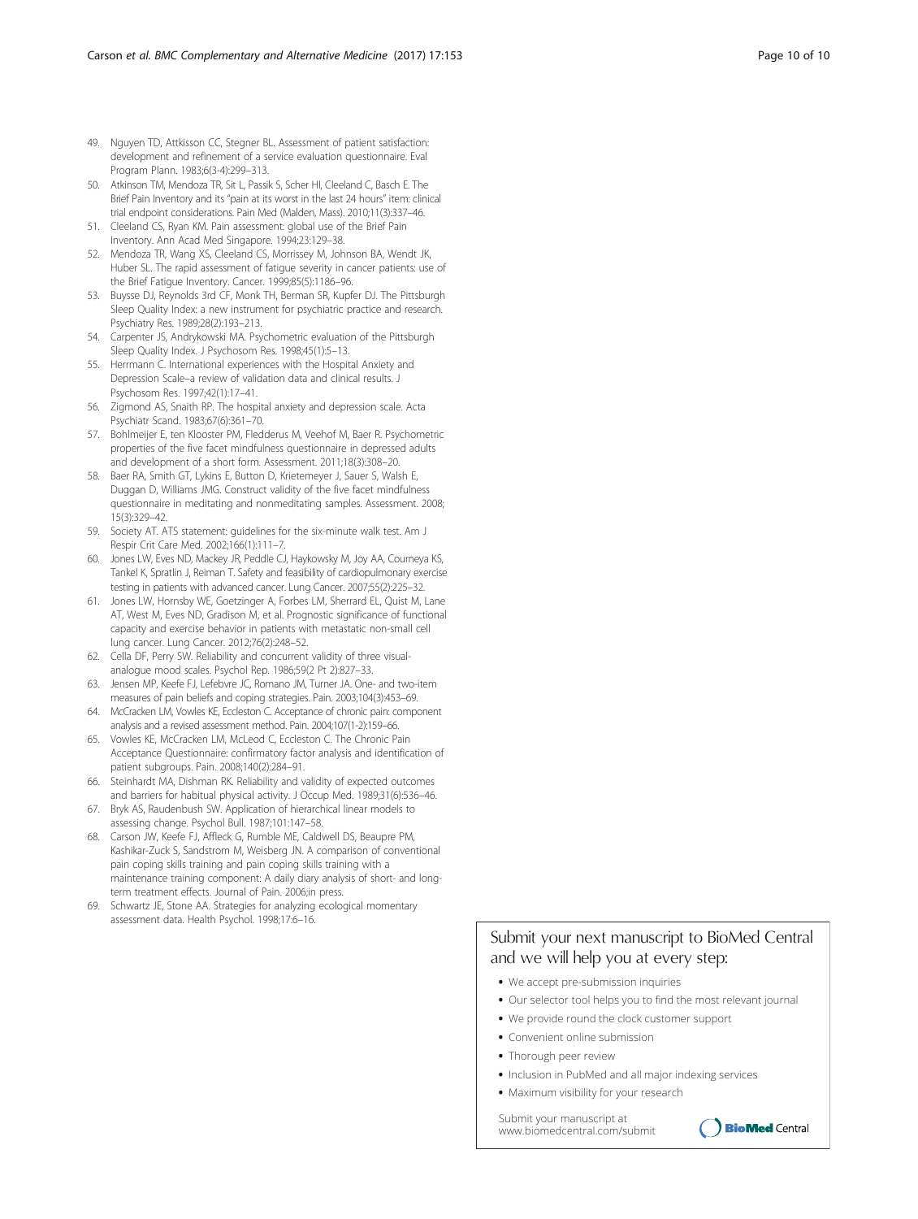49. Nguyen TD, Attkisson CC, Stegner BL. Assessment of patient satisfaction: development and refinement of a service evaluation questionnaire. Eval Program Plann. 1983;6(3-4):299–313.
50. Atkinson TM, Mendoza TR, Sit L, Passik S, Scher HI, Cleeland C, Basch E. The Brief Pain Inventory and its "pain at its worst in the last 24 hours" item: clinical trial endpoint considerations. Pain Med (Malden, Mass). 2010;11(3):337–46.
51. Cleeland CS, Ryan KM. Pain assessment: global use of the Brief Pain Inventory. Ann Acad Med Singapore. 1994;23:129–38.
52. Mendoza TR, Wang XS, Cleeland CS, Morrissey M, Johnson BA, Wendt JK, Huber SL. The rapid assessment of fatigue severity in cancer patients: use of the Brief Fatigue Inventory. Cancer. 1999;85(5):1186–96.
53. Buysse DJ, Reynolds 3rd CF, Monk TH, Berman SR, Kupfer DJ. The Pittsburgh Sleep Quality Index: a new instrument for psychiatric practice and research. Psychiatry Res. 1989;28(2):193–213.
54. Carpenter JS, Andrykowski MA. Psychometric evaluation of the Pittsburgh Sleep Quality Index. J Psychosom Res. 1998;45(1):5–13.
55. Herrmann C. International experiences with the Hospital Anxiety and Depression Scale–a review of validation data and clinical results. J Psychosom Res. 1997;42(1):17–41.
56. Zigmond AS, Snaith RP. The hospital anxiety and depression scale. Acta Psychiatr Scand. 1983;67(6):361–70.
57. Bohlmeijer E, ten Klooster PM, Fledderus M, Veehof M, Baer R. Psychometric properties of the five facet mindfulness questionnaire in depressed adults and development of a short form. Assessment. 2011;18(3):308–20.
58. Baer RA, Smith GT, Lykins E, Button D, Krietemeyer J, Sauer S, Walsh E, Duggan D, Williams JMG. Construct validity of the five facet mindfulness questionnaire in meditating and nonmeditating samples. Assessment. 2008; 15(3):329–42.
59. Society AT. ATS statement: guidelines for the six-minute walk test. Am J Respir Crit Care Med. 2002;166(1):111–7.
60. Jones LW, Eves ND, Mackey JR, Peddle CJ, Haykowsky M, Joy AA, Courneya KS, Tankel K, Spratlin J, Reiman T. Safety and feasibility of cardiopulmonary exercise testing in patients with advanced cancer. Lung Cancer. 2007;55(2):225–32.
61. Jones LW, Hornsby WE, Goetzinger A, Forbes LM, Sherrard EL, Quist M, Lane AT, West M, Eves ND, Gradison M, et al. Prognostic significance of functional capacity and exercise behavior in patients with metastatic non-small cell lung cancer. Lung Cancer. 2012;76(2):248–52.
62. Cella DF, Perry SW. Reliability and concurrent validity of three visual-analogue mood scales. Psychol Rep. 1986;59(2 Pt 2):827–33.
63. Jensen MP, Keefe FJ, Lefebvre JC, Romano JM, Turner JA. One- and two-item measures of pain beliefs and coping strategies. Pain. 2003;104(3):453–69.
64. McCracken LM, Vowles KE, Eccleston C. Acceptance of chronic pain: component analysis and a revised assessment method. Pain. 2004;107(1-2):159–66.
65. Vowles KE, McCracken LM, McLeod C, Eccleston C. The Chronic Pain Acceptance Questionnaire: confirmatory factor analysis and identification of patient subgroups. Pain. 2008;140(2):284–91.
66. Steinhardt MA, Dishman RK. Reliability and validity of expected outcomes and barriers for habitual physical activity. J Occup Med. 1989;31(6):536–46.
67. Bryk AS, Raudenbush SW. Application of hierarchical linear models to assessing change. Psychol Bull. 1987;101:147–58.
68. Carson JW, Keefe FJ, Affleck G, Rumble ME, Caldwell DS, Beaupre PM, Kashikar-Zuck S, Sandstrom M, Weisberg JN. A comparison of conventional pain coping skills training and pain coping skills training with a maintenance training component: A daily diary analysis of short- and long-term treatment effects. Journal of Pain. 2006;in press.
69. Schwartz JE, Stone AA. Strategies for analyzing ecological momentary assessment data. Health Psychol. 1998;17:6–16.

Submit your next manuscript to BioMed Central and we will help you at every step:

- We accept pre-submission inquiries
- Our selector tool helps you to find the most relevant journal
- We provide round the clock customer support
- Convenient online submission
- Thorough peer review
- Inclusion in PubMed and all major indexing services
- Maximum visibility for your research

Submit your manuscript at www.biomedcentral.com/submit

BioMed Central